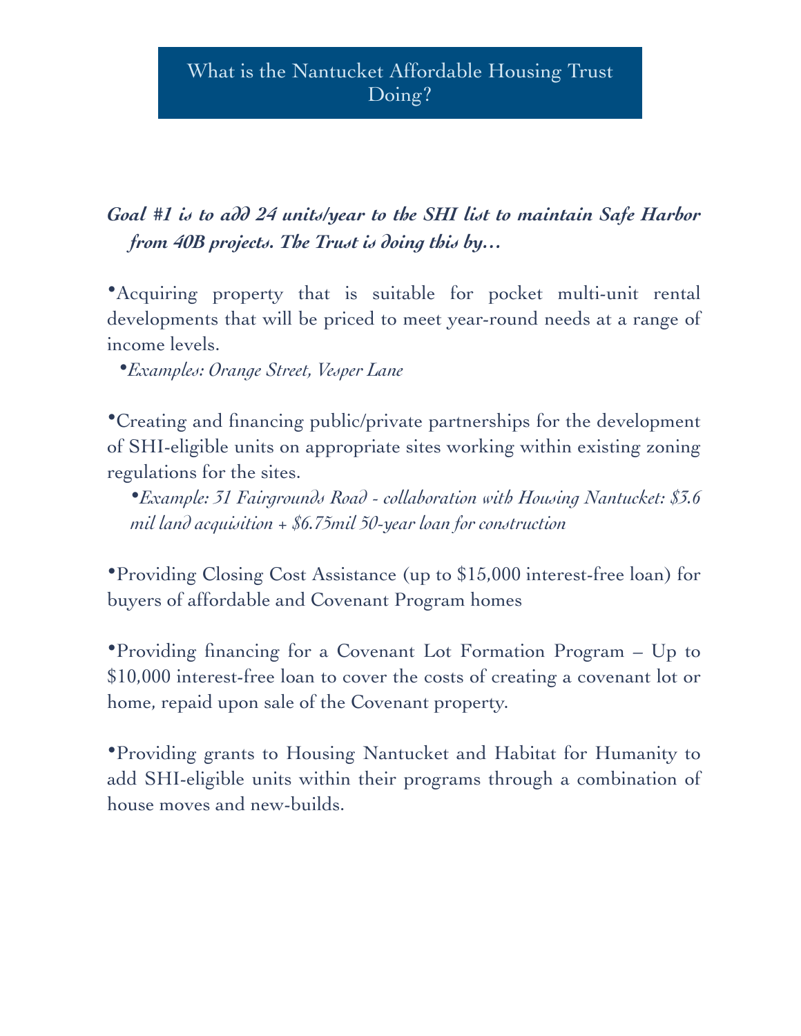# What is the Nantucket Affordable Housing Trust Doing?

***Goal #1 is to add 24 units/year to the SHI list to maintain Safe Harbor from 40B projects. The Trust is doing this by…***

- Acquiring property that is suitable for pocket multi-unit rental developments that will be priced to meet year-round needs at a range of income levels.
  - *Examples: Orange Street, Vesper Lane*

- Creating and financing public/private partnerships for the development of SHI-eligible units on appropriate sites working within existing zoning regulations for the sites.
  - *Example: 31 Fairgrounds Road - collaboration with Housing Nantucket: $3.6 mil land acquisition + $6.75mil 50-year loan for construction*

- Providing Closing Cost Assistance (up to $15,000 interest-free loan) for buyers of affordable and Covenant Program homes

- Providing financing for a Covenant Lot Formation Program – Up to $10,000 interest-free loan to cover the costs of creating a covenant lot or home, repaid upon sale of the Covenant property.

- Providing grants to Housing Nantucket and Habitat for Humanity to add SHI-eligible units within their programs through a combination of house moves and new-builds.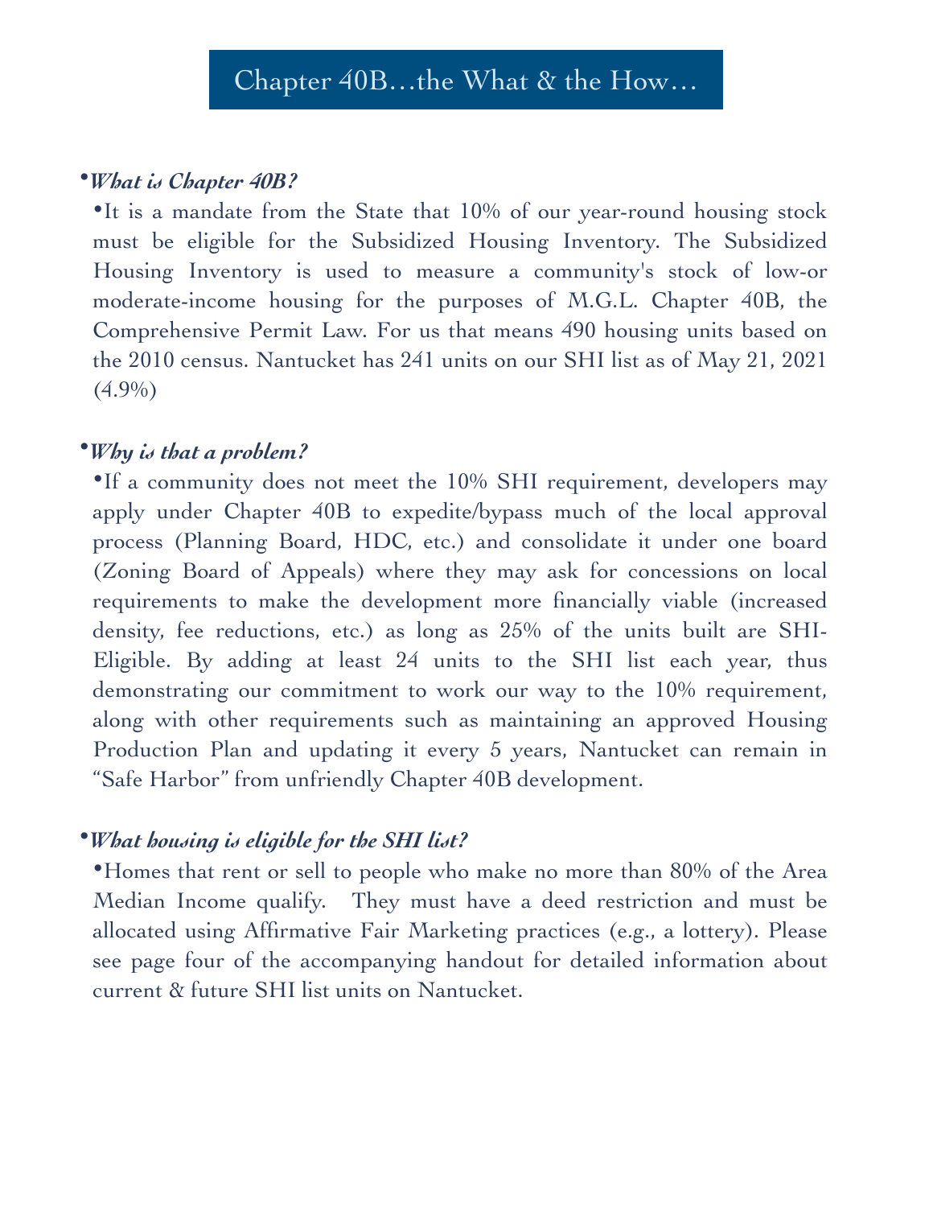# Chapter 40B…the What & the How…

- ***What is Chapter 40B?***
  - It is a mandate from the State that 10% of our year-round housing stock must be eligible for the Subsidized Housing Inventory. The Subsidized Housing Inventory is used to measure a community's stock of low-or moderate-income housing for the purposes of M.G.L. Chapter 40B, the Comprehensive Permit Law. For us that means 490 housing units based on the 2010 census. Nantucket has 241 units on our SHI list as of May 21, 2021 (4.9%)

- ***Why is that a problem?***
  - If a community does not meet the 10% SHI requirement, developers may apply under Chapter 40B to expedite/bypass much of the local approval process (Planning Board, HDC, etc.) and consolidate it under one board (Zoning Board of Appeals) where they may ask for concessions on local requirements to make the development more financially viable (increased density, fee reductions, etc.) as long as 25% of the units built are SHI-Eligible. By adding at least 24 units to the SHI list each year, thus demonstrating our commitment to work our way to the 10% requirement, along with other requirements such as maintaining an approved Housing Production Plan and updating it every 5 years, Nantucket can remain in "Safe Harbor" from unfriendly Chapter 40B development.

- ***What housing is eligible for the SHI list?***
  - Homes that rent or sell to people who make no more than 80% of the Area Median Income qualify. They must have a deed restriction and must be allocated using Affirmative Fair Marketing practices (e.g., a lottery). Please see page four of the accompanying handout for detailed information about current & future SHI list units on Nantucket.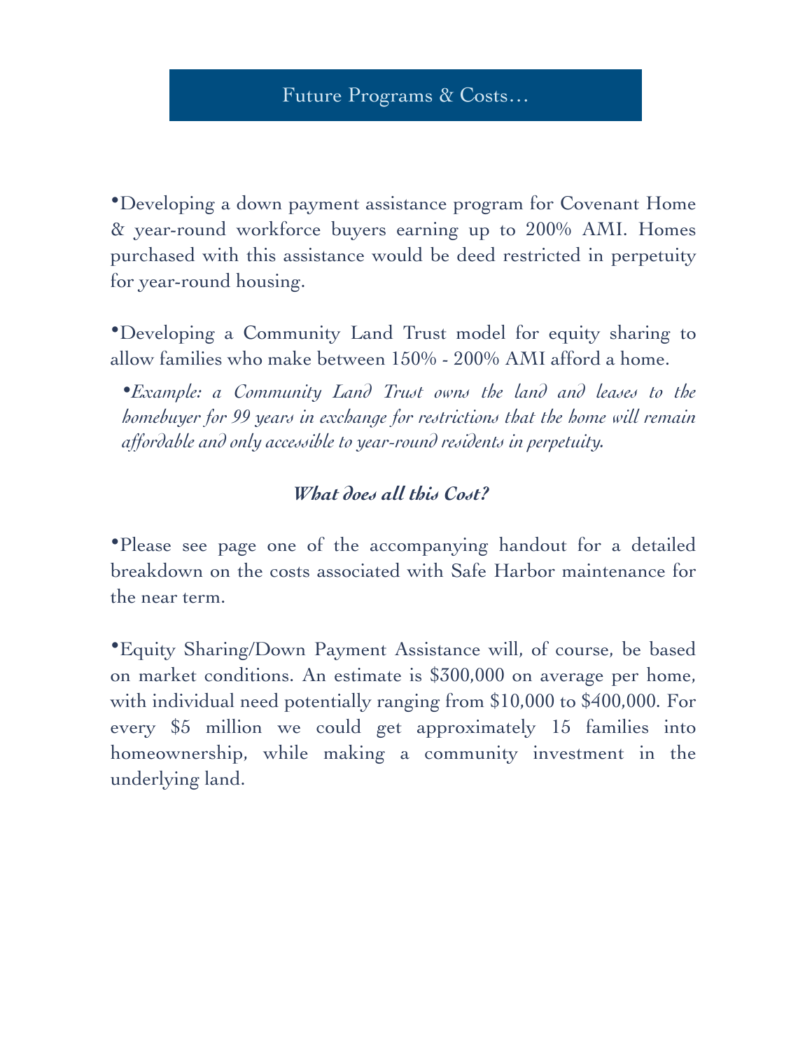## Future Programs & Costs…

- Developing a down payment assistance program for Covenant Home & year-round workforce buyers earning up to 200% AMI. Homes purchased with this assistance would be deed restricted in perpetuity for year-round housing.

- Developing a Community Land Trust model for equity sharing to allow families who make between 150% - 200% AMI afford a home.
  - *Example: a Community Land Trust owns the land and leases to the homebuyer for 99 years in exchange for restrictions that the home will remain affordable and only accessible to year-round residents in perpetuity.*

### ***What does all this Cost?***

- Please see page one of the accompanying handout for a detailed breakdown on the costs associated with Safe Harbor maintenance for the near term.

- Equity Sharing/Down Payment Assistance will, of course, be based on market conditions. An estimate is $300,000 on average per home, with individual need potentially ranging from $10,000 to $400,000. For every $5 million we could get approximately 15 families into homeownership, while making a community investment in the underlying land.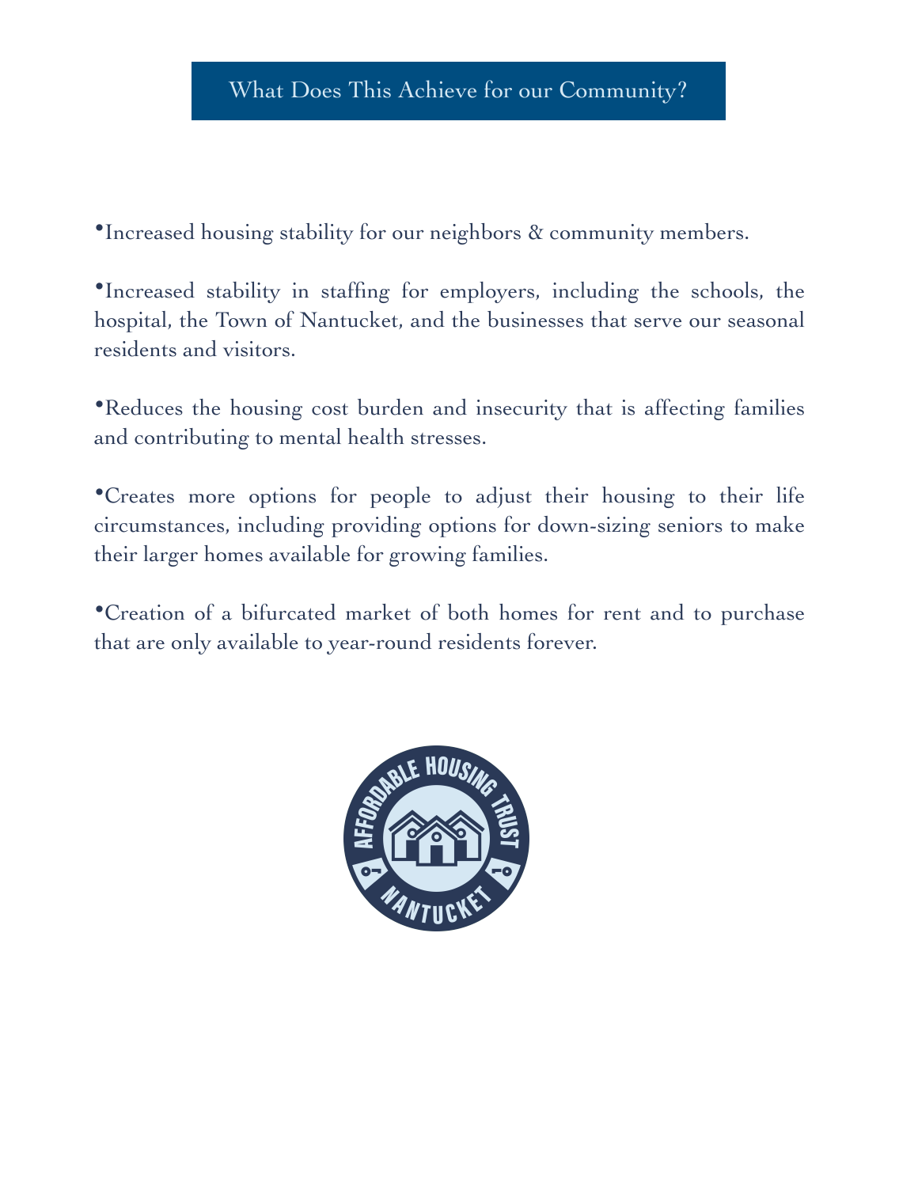## What Does This Achieve for our Community?

- Increased housing stability for our neighbors & community members.

- Increased stability in staffing for employers, including the schools, the hospital, the Town of Nantucket, and the businesses that serve our seasonal residents and visitors.

- Reduces the housing cost burden and insecurity that is affecting families and contributing to mental health stresses.

- Creates more options for people to adjust their housing to their life circumstances, including providing options for down-sizing seniors to make their larger homes available for growing families.

- Creation of a bifurcated market of both homes for rent and to purchase that are only available to year-round residents forever.

AFFORDABLE HOUSING TRUST
NANTUCKET